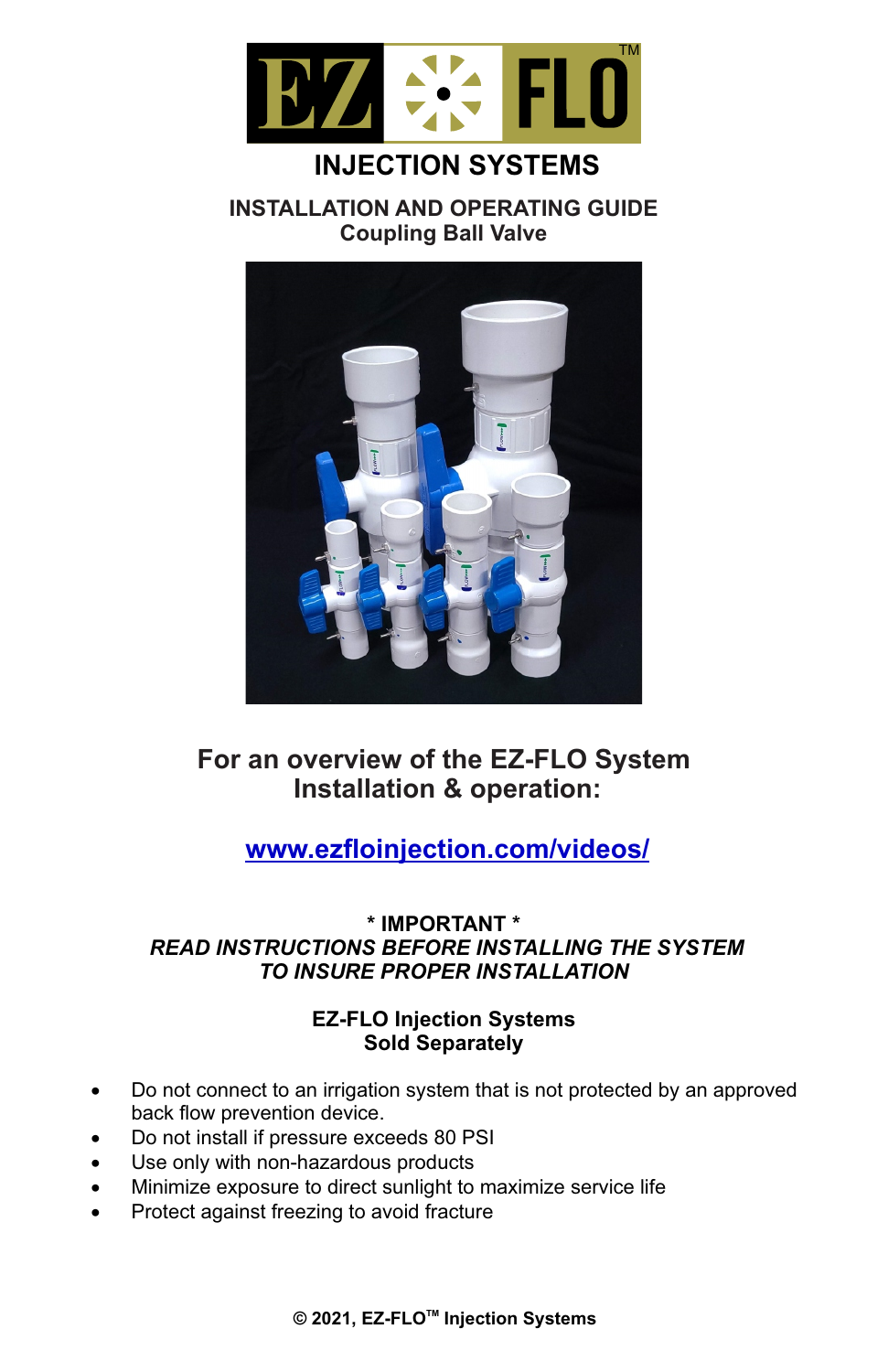# EZ FLO™

## INJECTION SYSTEMS

### INSTALLATION AND OPERATING GUIDE
**Coupling Ball Valve**

## For an overview of the EZ-FLO System Installation & operation:

**[www.ezfloinjection.com/videos/](www.ezfloinjection.com/videos/)**

**\* IMPORTANT \***
***READ INSTRUCTIONS BEFORE INSTALLING THE SYSTEM TO INSURE PROPER INSTALLATION***

**EZ-FLO Injection Systems**
**Sold Separately**

- Do not connect to an irrigation system that is not protected by an approved back flow prevention device.
- Do not install if pressure exceeds 80 PSI
- Use only with non-hazardous products
- Minimize exposure to direct sunlight to maximize service life
- Protect against freezing to avoid fracture

**© 2021, EZ-FLO™ Injection Systems**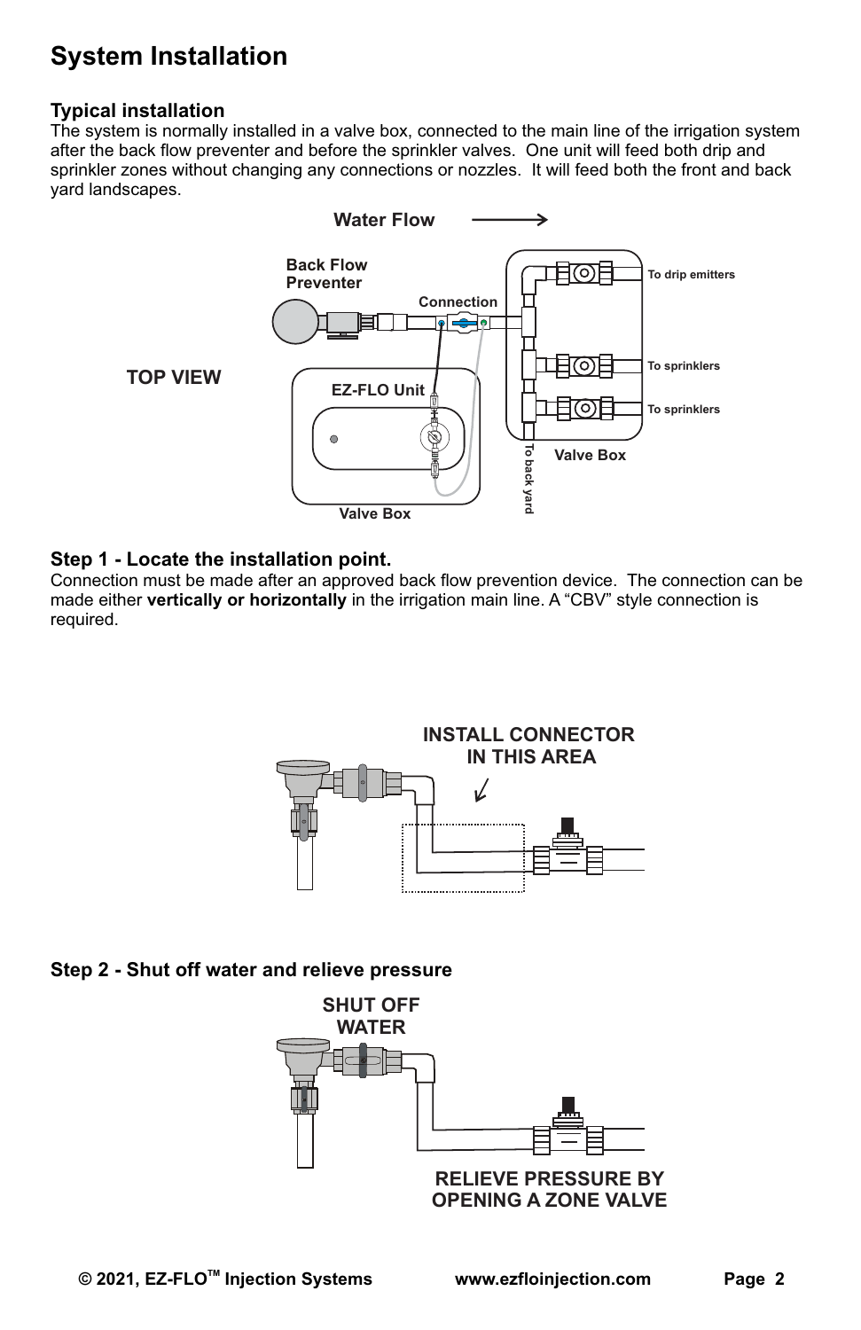# System Installation

### Typical installation

The system is normally installed in a valve box, connected to the main line of the irrigation system after the back flow preventer and before the sprinkler valves. One unit will feed both drip and sprinkler zones without changing any connections or nozzles. It will feed both the front and back yard landscapes.

Water Flow →

TOP VIEW

Back Flow Preventer

Connection

EZ-FLO Unit

Valve Box

To drip emitters

To sprinklers

To sprinklers

To back yard

Valve Box

### Step 1 - Locate the installation point.

Connection must be made after an approved back flow prevention device. The connection can be made either **vertically or horizontally** in the irrigation main line. A "CBV" style connection is required.

INSTALL CONNECTOR IN THIS AREA

### Step 2 - Shut off water and relieve pressure

SHUT OFF WATER

RELIEVE PRESSURE BY OPENING A ZONE VALVE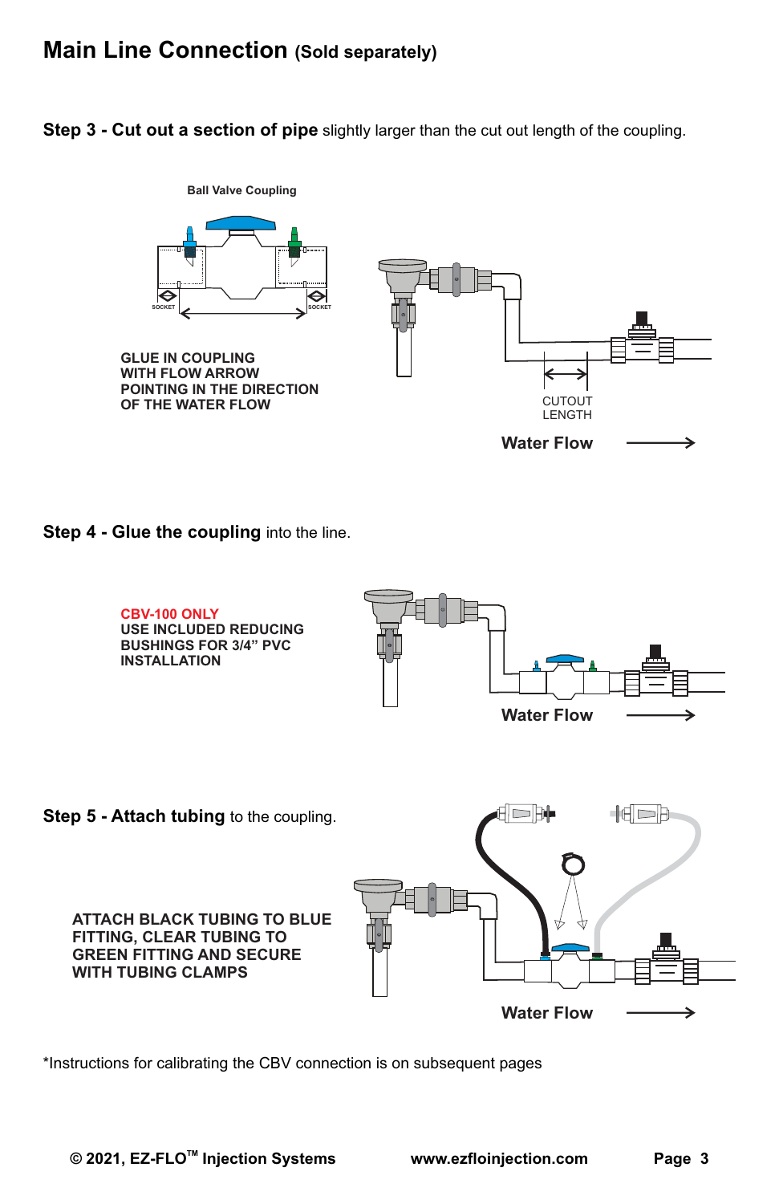## Main Line Connection (Sold separately)

**Step 3 - Cut out a section of pipe** slightly larger than the cut out length of the coupling.

Ball Valve Coupling

SOCKET

SOCKET

GLUE IN COUPLING WITH FLOW ARROW POINTING IN THE DIRECTION OF THE WATER FLOW

CUTOUT LENGTH

Water Flow

**Step 4 - Glue the coupling** into the line.

CBV-100 ONLY
USE INCLUDED REDUCING BUSHINGS FOR 3/4" PVC INSTALLATION

Water Flow

**Step 5 - Attach tubing** to the coupling.

ATTACH BLACK TUBING TO BLUE FITTING, CLEAR TUBING TO GREEN FITTING AND SECURE WITH TUBING CLAMPS

Water Flow

*Instructions for calibrating the CBV connection is on subsequent pages

© 2021, EZ-FLO™ Injection Systems www.ezfloinjection.com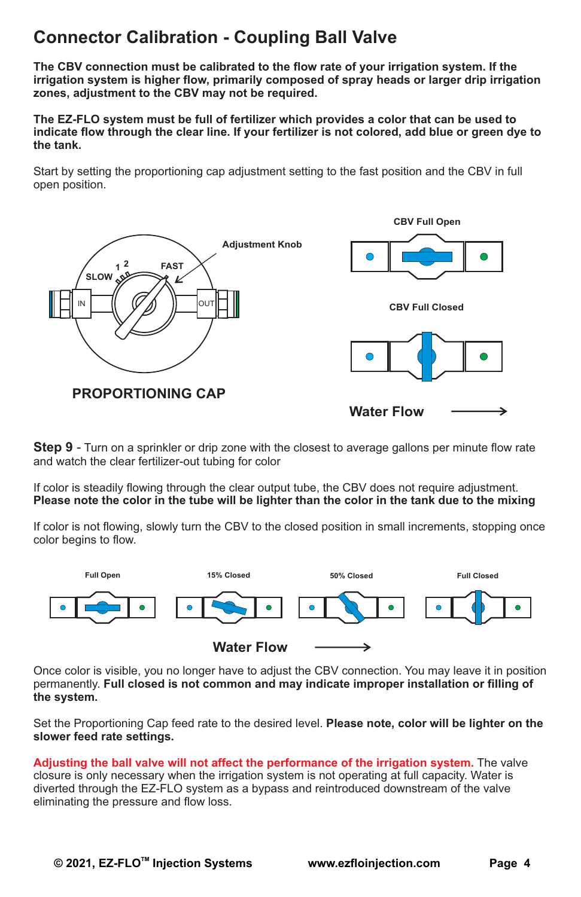# Connector Calibration - Coupling Ball Valve

**The CBV connection must be calibrated to the flow rate of your irrigation system. If the irrigation system is higher flow, primarily composed of spray heads or larger drip irrigation zones, adjustment to the CBV may not be required.**

**The EZ-FLO system must be full of fertilizer which provides a color that can be used to indicate flow through the clear line. If your fertilizer is not colored, add blue or green dye to the tank.**

Start by setting the proportioning cap adjustment setting to the fast position and the CBV in full open position.

Adjustment Knob

SLOW 1 2 FAST

IN OUT

**PROPORTIONING CAP**

**CBV Full Open**

**CBV Full Closed**

**Water Flow**

**Step 9** - Turn on a sprinkler or drip zone with the closest to average gallons per minute flow rate and watch the clear fertilizer-out tubing for color

If color is steadily flowing through the clear output tube, the CBV does not require adjustment. **Please note the color in the tube will be lighter than the color in the tank due to the mixing**

If color is not flowing, slowly turn the CBV to the closed position in small increments, stopping once color begins to flow.

Full Open

15% Closed

50% Closed

Full Closed

**Water Flow**

Once color is visible, you no longer have to adjust the CBV connection. You may leave it in position permanently. **Full closed is not common and may indicate improper installation or filling of the system.**

Set the Proportioning Cap feed rate to the desired level. **Please note, color will be lighter on the slower feed rate settings.**

**Adjusting the ball valve will not affect the performance of the irrigation system.** The valve closure is only necessary when the irrigation system is not operating at full capacity. Water is diverted through the EZ-FLO system as a bypass and reintroduced downstream of the valve eliminating the pressure and flow loss.

**© 2021, EZ-FLO™ Injection Systems** **www.ezfloinjection.com**